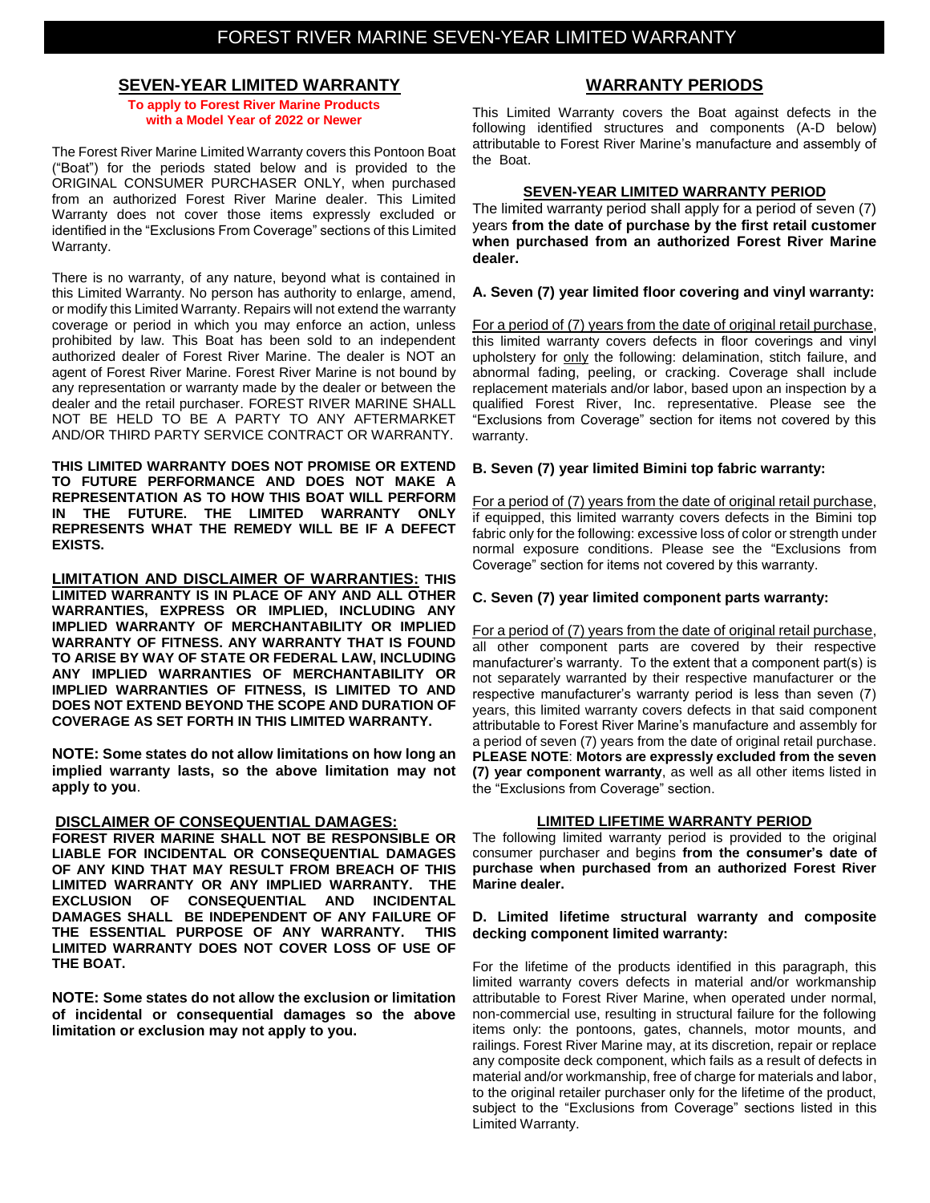# FOREST RIVER MARINE SEVEN-YEAR LIMITED WARRANTY

## SEVEN-YEAR LIMITED WARRANTY

**To apply to Forest River Marine Products with a Model Year of 2022 or Newer**

The Forest River Marine Limited Warranty covers this Pontoon Boat ("Boat") for the periods stated below and is provided to the ORIGINAL CONSUMER PURCHASER ONLY, when purchased from an authorized Forest River Marine dealer. This Limited Warranty does not cover those items expressly excluded or identified in the "Exclusions From Coverage" sections of this Limited Warranty.

There is no warranty, of any nature, beyond what is contained in this Limited Warranty. No person has authority to enlarge, amend, or modify this Limited Warranty. Repairs will not extend the warranty coverage or period in which you may enforce an action, unless prohibited by law. This Boat has been sold to an independent authorized dealer of Forest River Marine. The dealer is NOT an agent of Forest River Marine. Forest River Marine is not bound by any representation or warranty made by the dealer or between the dealer and the retail purchaser. FOREST RIVER MARINE SHALL NOT BE HELD TO BE A PARTY TO ANY AFTERMARKET AND/OR THIRD PARTY SERVICE CONTRACT OR WARRANTY.

**THIS LIMITED WARRANTY DOES NOT PROMISE OR EXTEND TO FUTURE PERFORMANCE AND DOES NOT MAKE A REPRESENTATION AS TO HOW THIS BOAT WILL PERFORM IN THE FUTURE. THE LIMITED WARRANTY ONLY REPRESENTS WHAT THE REMEDY WILL BE IF A DEFECT EXISTS.**

**LIMITATION AND DISCLAIMER OF WARRANTIES: THIS LIMITED WARRANTY IS IN PLACE OF ANY AND ALL OTHER WARRANTIES, EXPRESS OR IMPLIED, INCLUDING ANY IMPLIED WARRANTY OF MERCHANTABILITY OR IMPLIED WARRANTY OF FITNESS. ANY WARRANTY THAT IS FOUND TO ARISE BY WAY OF STATE OR FEDERAL LAW, INCLUDING ANY IMPLIED WARRANTIES OF MERCHANTABILITY OR IMPLIED WARRANTIES OF FITNESS, IS LIMITED TO AND DOES NOT EXTEND BEYOND THE SCOPE AND DURATION OF COVERAGE AS SET FORTH IN THIS LIMITED WARRANTY.**

**NOTE: Some states do not allow limitations on how long an implied warranty lasts, so the above limitation may not apply to you**.

**DISCLAIMER OF CONSEQUENTIAL DAMAGES:**
**FOREST RIVER MARINE SHALL NOT BE RESPONSIBLE OR LIABLE FOR INCIDENTAL OR CONSEQUENTIAL DAMAGES OF ANY KIND THAT MAY RESULT FROM BREACH OF THIS LIMITED WARRANTY OR ANY IMPLIED WARRANTY. THE EXCLUSION OF CONSEQUENTIAL AND INCIDENTAL DAMAGES SHALL BE INDEPENDENT OF ANY FAILURE OF THE ESSENTIAL PURPOSE OF ANY WARRANTY. THIS LIMITED WARRANTY DOES NOT COVER LOSS OF USE OF THE BOAT.**

**NOTE: Some states do not allow the exclusion or limitation of incidental or consequential damages so the above limitation or exclusion may not apply to you.**

## WARRANTY PERIODS

This Limited Warranty covers the Boat against defects in the following identified structures and components (A-D below) attributable to Forest River Marine's manufacture and assembly of the Boat.

### SEVEN-YEAR LIMITED WARRANTY PERIOD

The limited warranty period shall apply for a period of seven (7) years **from the date of purchase by the first retail customer when purchased from an authorized Forest River Marine dealer.**

**A. Seven (7) year limited floor covering and vinyl warranty:**

For a period of (7) years from the date of original retail purchase, this limited warranty covers defects in floor coverings and vinyl upholstery for only the following: delamination, stitch failure, and abnormal fading, peeling, or cracking. Coverage shall include replacement materials and/or labor, based upon an inspection by a qualified Forest River, Inc. representative. Please see the "Exclusions from Coverage" section for items not covered by this warranty.

**B. Seven (7) year limited Bimini top fabric warranty:**

For a period of (7) years from the date of original retail purchase, if equipped, this limited warranty covers defects in the Bimini top fabric only for the following: excessive loss of color or strength under normal exposure conditions. Please see the "Exclusions from Coverage" section for items not covered by this warranty.

**C. Seven (7) year limited component parts warranty:**

For a period of (7) years from the date of original retail purchase, all other component parts are covered by their respective manufacturer's warranty. To the extent that a component part(s) is not separately warranted by their respective manufacturer or the respective manufacturer's warranty period is less than seven (7) years, this limited warranty covers defects in that said component attributable to Forest River Marine's manufacture and assembly for a period of seven (7) years from the date of original retail purchase. **PLEASE NOTE**: **Motors are expressly excluded from the seven (7) year component warranty**, as well as all other items listed in the "Exclusions from Coverage" section.

### LIMITED LIFETIME WARRANTY PERIOD

The following limited warranty period is provided to the original consumer purchaser and begins **from the consumer's date of purchase when purchased from an authorized Forest River Marine dealer.**

**D. Limited lifetime structural warranty and composite decking component limited warranty:**

For the lifetime of the products identified in this paragraph, this limited warranty covers defects in material and/or workmanship attributable to Forest River Marine, when operated under normal, non-commercial use, resulting in structural failure for the following items only: the pontoons, gates, channels, motor mounts, and railings. Forest River Marine may, at its discretion, repair or replace any composite deck component, which fails as a result of defects in material and/or workmanship, free of charge for materials and labor, to the original retailer purchaser only for the lifetime of the product, subject to the "Exclusions from Coverage" sections listed in this Limited Warranty.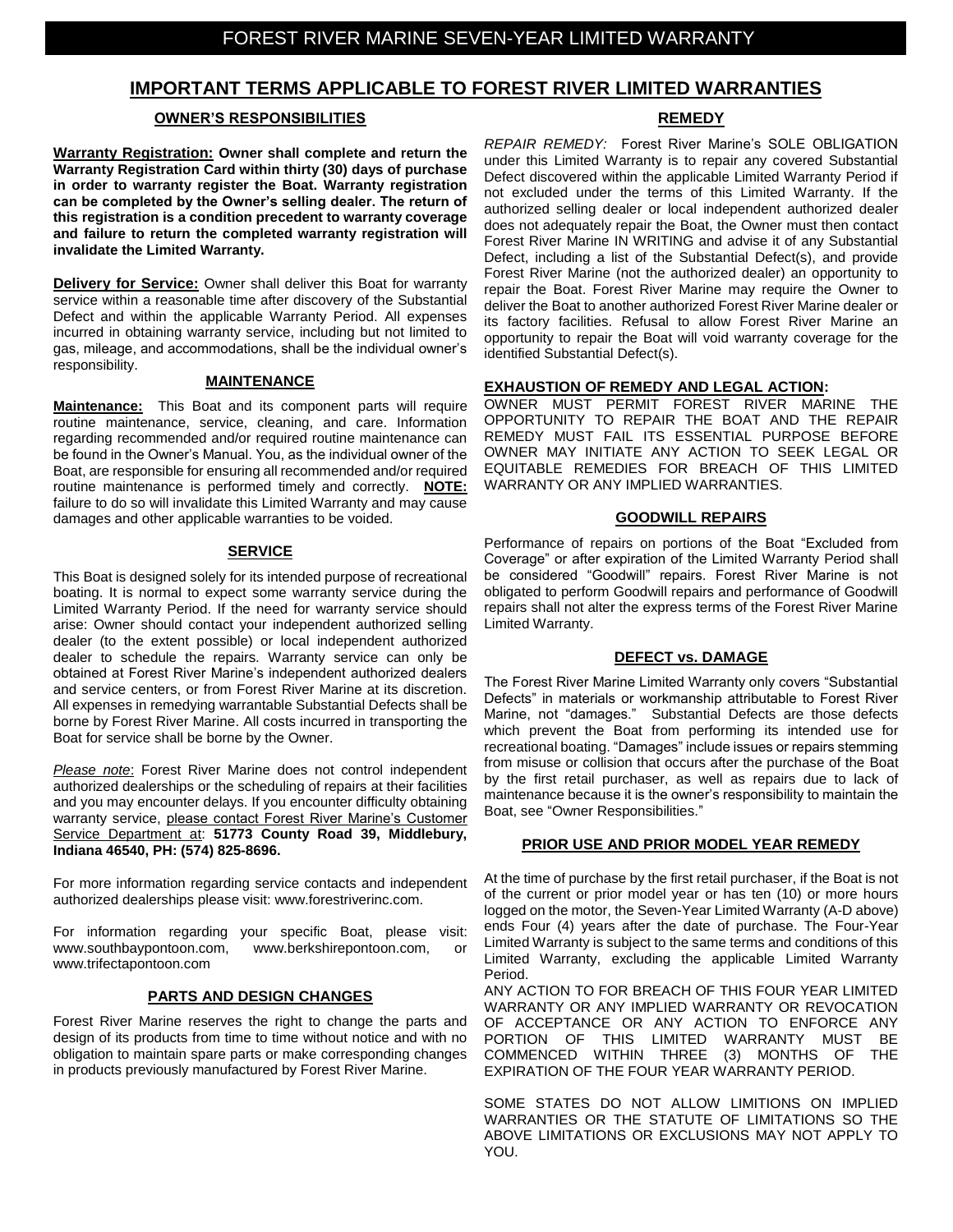# FOREST RIVER MARINE SEVEN-YEAR LIMITED WARRANTY

## IMPORTANT TERMS APPLICABLE TO FOREST RIVER LIMITED WARRANTIES

### OWNER'S RESPONSIBILITIES

**Warranty Registration: Owner shall complete and return the Warranty Registration Card within thirty (30) days of purchase in order to warranty register the Boat. Warranty registration can be completed by the Owner's selling dealer. The return of this registration is a condition precedent to warranty coverage and failure to return the completed warranty registration will invalidate the Limited Warranty.**

**Delivery for Service:** Owner shall deliver this Boat for warranty service within a reasonable time after discovery of the Substantial Defect and within the applicable Warranty Period. All expenses incurred in obtaining warranty service, including but not limited to gas, mileage, and accommodations, shall be the individual owner's responsibility.

### MAINTENANCE

**Maintenance:** This Boat and its component parts will require routine maintenance, service, cleaning, and care. Information regarding recommended and/or required routine maintenance can be found in the Owner's Manual. You, as the individual owner of the Boat, are responsible for ensuring all recommended and/or required routine maintenance is performed timely and correctly. **NOTE:** failure to do so will invalidate this Limited Warranty and may cause damages and other applicable warranties to be voided.

### SERVICE

This Boat is designed solely for its intended purpose of recreational boating. It is normal to expect some warranty service during the Limited Warranty Period. If the need for warranty service should arise: Owner should contact your independent authorized selling dealer (to the extent possible) or local independent authorized dealer to schedule the repairs. Warranty service can only be obtained at Forest River Marine's independent authorized dealers and service centers, or from Forest River Marine at its discretion. All expenses in remedying warrantable Substantial Defects shall be borne by Forest River Marine. All costs incurred in transporting the Boat for service shall be borne by the Owner.

*Please note*: Forest River Marine does not control independent authorized dealerships or the scheduling of repairs at their facilities and you may encounter delays. If you encounter difficulty obtaining warranty service, please contact Forest River Marine's Customer Service Department at: **51773 County Road 39, Middlebury, Indiana 46540, PH: (574) 825-8696.**

For more information regarding service contacts and independent authorized dealerships please visit: www.forestriverinc.com.

For information regarding your specific Boat, please visit: www.southbaypontoon.com, www.berkshirepontoon.com, or www.trifectapontoon.com

### PARTS AND DESIGN CHANGES

Forest River Marine reserves the right to change the parts and design of its products from time to time without notice and with no obligation to maintain spare parts or make corresponding changes in products previously manufactured by Forest River Marine.

### REMEDY

*REPAIR REMEDY:* Forest River Marine's SOLE OBLIGATION under this Limited Warranty is to repair any covered Substantial Defect discovered within the applicable Limited Warranty Period if not excluded under the terms of this Limited Warranty. If the authorized selling dealer or local independent authorized dealer does not adequately repair the Boat, the Owner must then contact Forest River Marine IN WRITING and advise it of any Substantial Defect, including a list of the Substantial Defect(s), and provide Forest River Marine (not the authorized dealer) an opportunity to repair the Boat. Forest River Marine may require the Owner to deliver the Boat to another authorized Forest River Marine dealer or its factory facilities. Refusal to allow Forest River Marine an opportunity to repair the Boat will void warranty coverage for the identified Substantial Defect(s).

**EXHAUSTION OF REMEDY AND LEGAL ACTION:**
OWNER MUST PERMIT FOREST RIVER MARINE THE OPPORTUNITY TO REPAIR THE BOAT AND THE REPAIR REMEDY MUST FAIL ITS ESSENTIAL PURPOSE BEFORE OWNER MAY INITIATE ANY ACTION TO SEEK LEGAL OR EQUITABLE REMEDIES FOR BREACH OF THIS LIMITED WARRANTY OR ANY IMPLIED WARRANTIES.

### GOODWILL REPAIRS

Performance of repairs on portions of the Boat "Excluded from Coverage" or after expiration of the Limited Warranty Period shall be considered "Goodwill" repairs. Forest River Marine is not obligated to perform Goodwill repairs and performance of Goodwill repairs shall not alter the express terms of the Forest River Marine Limited Warranty.

### DEFECT vs. DAMAGE

The Forest River Marine Limited Warranty only covers "Substantial Defects" in materials or workmanship attributable to Forest River Marine, not "damages." Substantial Defects are those defects which prevent the Boat from performing its intended use for recreational boating. "Damages" include issues or repairs stemming from misuse or collision that occurs after the purchase of the Boat by the first retail purchaser, as well as repairs due to lack of maintenance because it is the owner's responsibility to maintain the Boat, see "Owner Responsibilities."

### PRIOR USE AND PRIOR MODEL YEAR REMEDY

At the time of purchase by the first retail purchaser, if the Boat is not of the current or prior model year or has ten (10) or more hours logged on the motor, the Seven-Year Limited Warranty (A-D above) ends Four (4) years after the date of purchase. The Four-Year Limited Warranty is subject to the same terms and conditions of this Limited Warranty, excluding the applicable Limited Warranty Period.

ANY ACTION TO FOR BREACH OF THIS FOUR YEAR LIMITED WARRANTY OR ANY IMPLIED WARRANTY OR REVOCATION OF ACCEPTANCE OR ANY ACTION TO ENFORCE ANY PORTION OF THIS LIMITED WARRANTY MUST BE COMMENCED WITHIN THREE (3) MONTHS OF THE EXPIRATION OF THE FOUR YEAR WARRANTY PERIOD.

SOME STATES DO NOT ALLOW LIMITIONS ON IMPLIED WARRANTIES OR THE STATUTE OF LIMITATIONS SO THE ABOVE LIMITATIONS OR EXCLUSIONS MAY NOT APPLY TO YOU.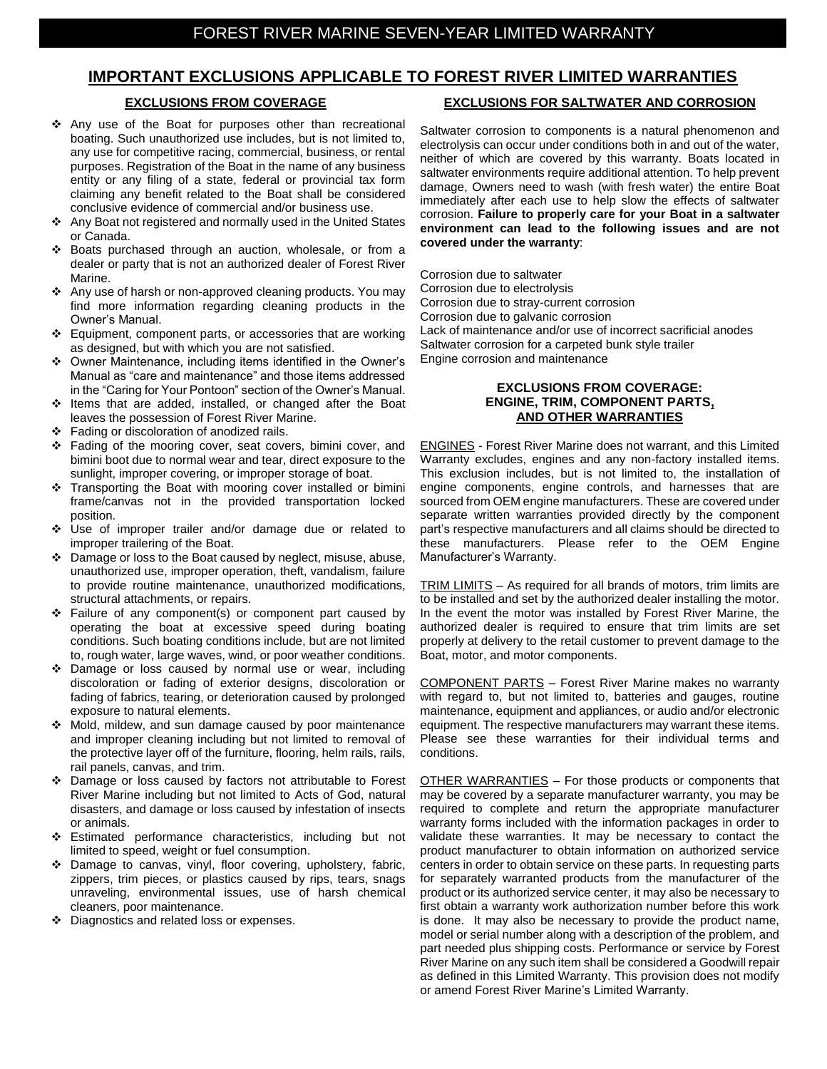# FOREST RIVER MARINE SEVEN-YEAR LIMITED WARRANTY

## IMPORTANT EXCLUSIONS APPLICABLE TO FOREST RIVER LIMITED WARRANTIES

### EXCLUSIONS FROM COVERAGE

- Any use of the Boat for purposes other than recreational boating. Such unauthorized use includes, but is not limited to, any use for competitive racing, commercial, business, or rental purposes. Registration of the Boat in the name of any business entity or any filing of a state, federal or provincial tax form claiming any benefit related to the Boat shall be considered conclusive evidence of commercial and/or business use.
- Any Boat not registered and normally used in the United States or Canada.
- Boats purchased through an auction, wholesale, or from a dealer or party that is not an authorized dealer of Forest River Marine.
- Any use of harsh or non-approved cleaning products. You may find more information regarding cleaning products in the Owner's Manual.
- Equipment, component parts, or accessories that are working as designed, but with which you are not satisfied.
- Owner Maintenance, including items identified in the Owner's Manual as "care and maintenance" and those items addressed in the "Caring for Your Pontoon" section of the Owner's Manual.
- Items that are added, installed, or changed after the Boat leaves the possession of Forest River Marine.
- Fading or discoloration of anodized rails.
- Fading of the mooring cover, seat covers, bimini cover, and bimini boot due to normal wear and tear, direct exposure to the sunlight, improper covering, or improper storage of boat.
- Transporting the Boat with mooring cover installed or bimini frame/canvas not in the provided transportation locked position.
- Use of improper trailer and/or damage due or related to improper trailering of the Boat.
- Damage or loss to the Boat caused by neglect, misuse, abuse, unauthorized use, improper operation, theft, vandalism, failure to provide routine maintenance, unauthorized modifications, structural attachments, or repairs.
- Failure of any component(s) or component part caused by operating the boat at excessive speed during boating conditions. Such boating conditions include, but are not limited to, rough water, large waves, wind, or poor weather conditions.
- Damage or loss caused by normal use or wear, including discoloration or fading of exterior designs, discoloration or fading of fabrics, tearing, or deterioration caused by prolonged exposure to natural elements.
- Mold, mildew, and sun damage caused by poor maintenance and improper cleaning including but not limited to removal of the protective layer off of the furniture, flooring, helm rails, rails, rail panels, canvas, and trim.
- Damage or loss caused by factors not attributable to Forest River Marine including but not limited to Acts of God, natural disasters, and damage or loss caused by infestation of insects or animals.
- Estimated performance characteristics, including but not limited to speed, weight or fuel consumption.
- Damage to canvas, vinyl, floor covering, upholstery, fabric, zippers, trim pieces, or plastics caused by rips, tears, snags unraveling, environmental issues, use of harsh chemical cleaners, poor maintenance.
- Diagnostics and related loss or expenses.

### EXCLUSIONS FOR SALTWATER AND CORROSION

Saltwater corrosion to components is a natural phenomenon and electrolysis can occur under conditions both in and out of the water, neither of which are covered by this warranty. Boats located in saltwater environments require additional attention. To help prevent damage, Owners need to wash (with fresh water) the entire Boat immediately after each use to help slow the effects of saltwater corrosion. **Failure to properly care for your Boat in a saltwater environment can lead to the following issues and are not covered under the warranty**:

Corrosion due to saltwater
Corrosion due to electrolysis
Corrosion due to stray-current corrosion
Corrosion due to galvanic corrosion
Lack of maintenance and/or use of incorrect sacrificial anodes
Saltwater corrosion for a carpeted bunk style trailer
Engine corrosion and maintenance

### EXCLUSIONS FROM COVERAGE: ENGINE, TRIM, COMPONENT PARTS, AND OTHER WARRANTIES

ENGINES - Forest River Marine does not warrant, and this Limited Warranty excludes, engines and any non-factory installed items. This exclusion includes, but is not limited to, the installation of engine components, engine controls, and harnesses that are sourced from OEM engine manufacturers. These are covered under separate written warranties provided directly by the component part's respective manufacturers and all claims should be directed to these manufacturers. Please refer to the OEM Engine Manufacturer's Warranty.

TRIM LIMITS – As required for all brands of motors, trim limits are to be installed and set by the authorized dealer installing the motor. In the event the motor was installed by Forest River Marine, the authorized dealer is required to ensure that trim limits are set properly at delivery to the retail customer to prevent damage to the Boat, motor, and motor components.

COMPONENT PARTS – Forest River Marine makes no warranty with regard to, but not limited to, batteries and gauges, routine maintenance, equipment and appliances, or audio and/or electronic equipment. The respective manufacturers may warrant these items. Please see these warranties for their individual terms and conditions.

OTHER WARRANTIES – For those products or components that may be covered by a separate manufacturer warranty, you may be required to complete and return the appropriate manufacturer warranty forms included with the information packages in order to validate these warranties. It may be necessary to contact the product manufacturer to obtain information on authorized service centers in order to obtain service on these parts. In requesting parts for separately warranted products from the manufacturer of the product or its authorized service center, it may also be necessary to first obtain a warranty work authorization number before this work is done. It may also be necessary to provide the product name, model or serial number along with a description of the problem, and part needed plus shipping costs. Performance or service by Forest River Marine on any such item shall be considered a Goodwill repair as defined in this Limited Warranty. This provision does not modify or amend Forest River Marine's Limited Warranty.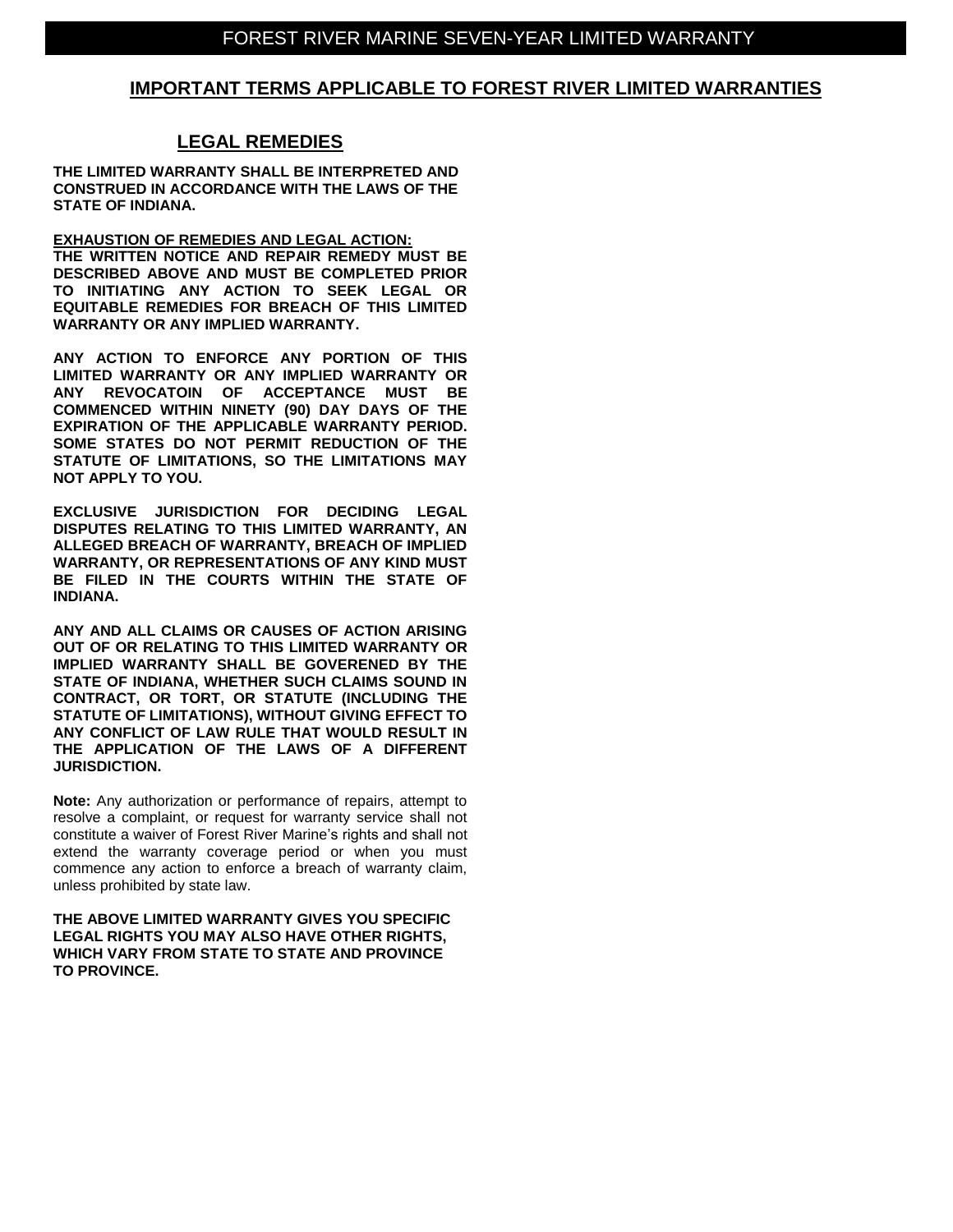# FOREST RIVER MARINE SEVEN-YEAR LIMITED WARRANTY

## IMPORTANT TERMS APPLICABLE TO FOREST RIVER LIMITED WARRANTIES

### LEGAL REMEDIES

**THE LIMITED WARRANTY SHALL BE INTERPRETED AND CONSTRUED IN ACCORDANCE WITH THE LAWS OF THE STATE OF INDIANA.**

**EXHAUSTION OF REMEDIES AND LEGAL ACTION:**
**THE WRITTEN NOTICE AND REPAIR REMEDY MUST BE DESCRIBED ABOVE AND MUST BE COMPLETED PRIOR TO INITIATING ANY ACTION TO SEEK LEGAL OR EQUITABLE REMEDIES FOR BREACH OF THIS LIMITED WARRANTY OR ANY IMPLIED WARRANTY.**

**ANY ACTION TO ENFORCE ANY PORTION OF THIS LIMITED WARRANTY OR ANY IMPLIED WARRANTY OR ANY REVOCATOIN OF ACCEPTANCE MUST BE COMMENCED WITHIN NINETY (90) DAY DAYS OF THE EXPIRATION OF THE APPLICABLE WARRANTY PERIOD. SOME STATES DO NOT PERMIT REDUCTION OF THE STATUTE OF LIMITATIONS, SO THE LIMITATIONS MAY NOT APPLY TO YOU.**

**EXCLUSIVE JURISDICTION FOR DECIDING LEGAL DISPUTES RELATING TO THIS LIMITED WARRANTY, AN ALLEGED BREACH OF WARRANTY, BREACH OF IMPLIED WARRANTY, OR REPRESENTATIONS OF ANY KIND MUST BE FILED IN THE COURTS WITHIN THE STATE OF INDIANA.**

**ANY AND ALL CLAIMS OR CAUSES OF ACTION ARISING OUT OF OR RELATING TO THIS LIMITED WARRANTY OR IMPLIED WARRANTY SHALL BE GOVERENED BY THE STATE OF INDIANA, WHETHER SUCH CLAIMS SOUND IN CONTRACT, OR TORT, OR STATUTE (INCLUDING THE STATUTE OF LIMITATIONS), WITHOUT GIVING EFFECT TO ANY CONFLICT OF LAW RULE THAT WOULD RESULT IN THE APPLICATION OF THE LAWS OF A DIFFERENT JURISDICTION.**

**Note:** Any authorization or performance of repairs, attempt to resolve a complaint, or request for warranty service shall not constitute a waiver of Forest River Marine's rights and shall not extend the warranty coverage period or when you must commence any action to enforce a breach of warranty claim, unless prohibited by state law.

**THE ABOVE LIMITED WARRANTY GIVES YOU SPECIFIC LEGAL RIGHTS YOU MAY ALSO HAVE OTHER RIGHTS, WHICH VARY FROM STATE TO STATE AND PROVINCE TO PROVINCE.**